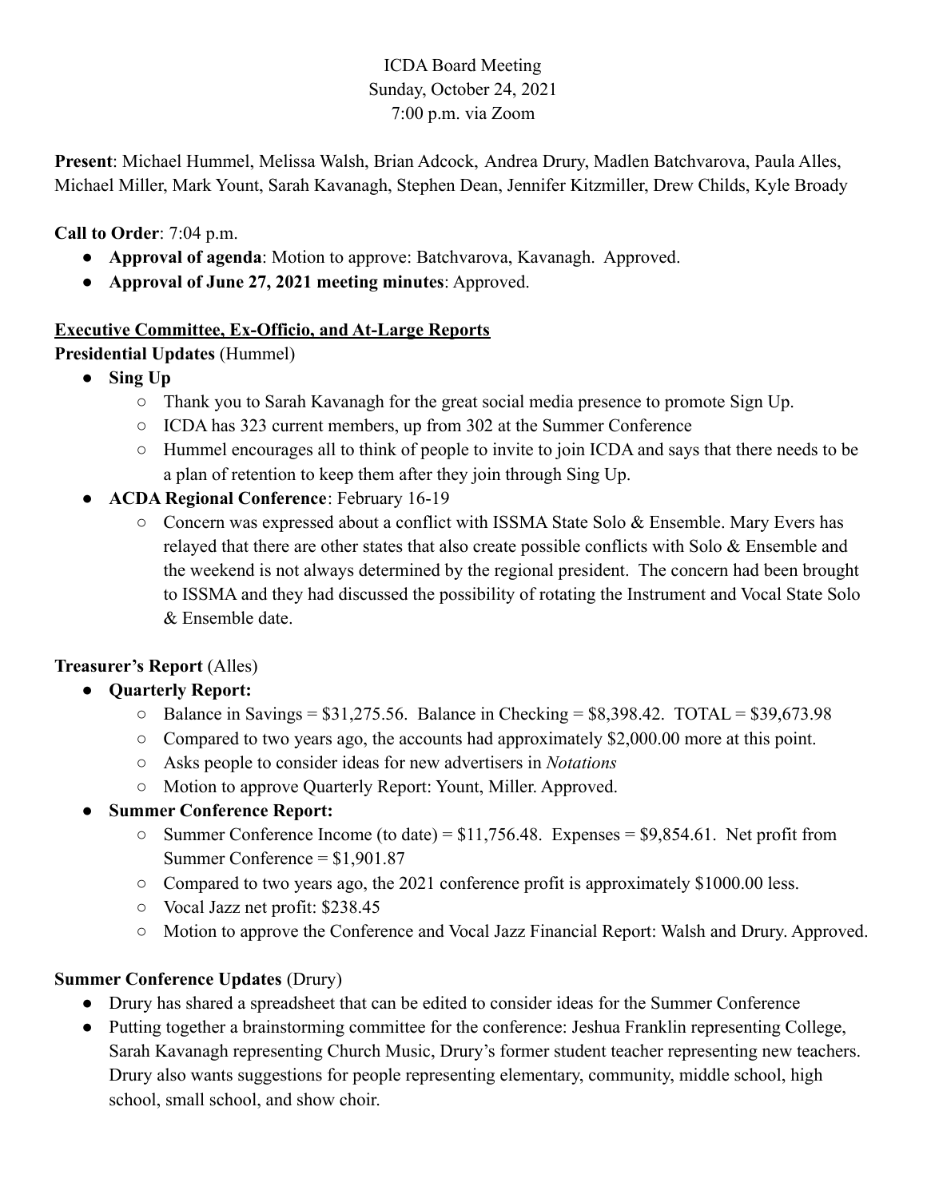ICDA Board Meeting
Sunday, October 24, 2021
7:00 p.m. via Zoom

**Present**: Michael Hummel, Melissa Walsh, Brian Adcock, Andrea Drury, Madlen Batchvarova, Paula Alles, Michael Miller, Mark Yount, Sarah Kavanagh, Stephen Dean, Jennifer Kitzmiller, Drew Childs, Kyle Broady

**Call to Order**: 7:04 p.m.

- **Approval of agenda**: Motion to approve: Batchvarova, Kavanagh. Approved.
- **Approval of June 27, 2021 meeting minutes**: Approved.

## Executive Committee, Ex-Officio, and At-Large Reports

**Presidential Updates** (Hummel)

- **Sing Up**
  - Thank you to Sarah Kavanagh for the great social media presence to promote Sign Up.
  - ICDA has 323 current members, up from 302 at the Summer Conference
  - Hummel encourages all to think of people to invite to join ICDA and says that there needs to be a plan of retention to keep them after they join through Sing Up.
- **ACDA Regional Conference**: February 16-19
  - Concern was expressed about a conflict with ISSMA State Solo & Ensemble. Mary Evers has relayed that there are other states that also create possible conflicts with Solo & Ensemble and the weekend is not always determined by the regional president. The concern had been brought to ISSMA and they had discussed the possibility of rotating the Instrument and Vocal State Solo & Ensemble date.

**Treasurer's Report** (Alles)

- **Quarterly Report:**
  - Balance in Savings = $31,275.56. Balance in Checking = $8,398.42. TOTAL = $39,673.98
  - Compared to two years ago, the accounts had approximately $2,000.00 more at this point.
  - Asks people to consider ideas for new advertisers in *Notations*
  - Motion to approve Quarterly Report: Yount, Miller. Approved.
- **Summer Conference Report:**
  - Summer Conference Income (to date) = $11,756.48. Expenses = $9,854.61. Net profit from Summer Conference = $1,901.87
  - Compared to two years ago, the 2021 conference profit is approximately $1000.00 less.
  - Vocal Jazz net profit: $238.45
  - Motion to approve the Conference and Vocal Jazz Financial Report: Walsh and Drury. Approved.

**Summer Conference Updates** (Drury)

- Drury has shared a spreadsheet that can be edited to consider ideas for the Summer Conference
- Putting together a brainstorming committee for the conference: Jeshua Franklin representing College, Sarah Kavanagh representing Church Music, Drury's former student teacher representing new teachers. Drury also wants suggestions for people representing elementary, community, middle school, high school, small school, and show choir.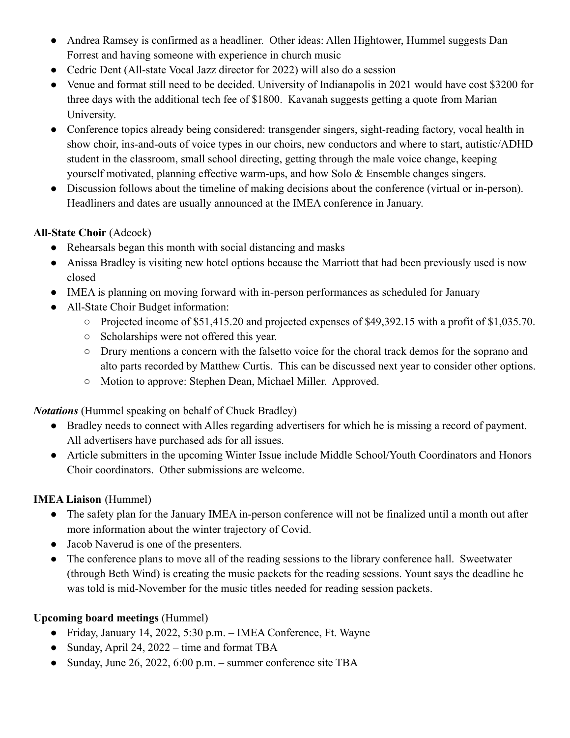- Andrea Ramsey is confirmed as a headliner. Other ideas: Allen Hightower, Hummel suggests Dan Forrest and having someone with experience in church music
- Cedric Dent (All-state Vocal Jazz director for 2022) will also do a session
- Venue and format still need to be decided. University of Indianapolis in 2021 would have cost $3200 for three days with the additional tech fee of $1800. Kavanah suggests getting a quote from Marian University.
- Conference topics already being considered: transgender singers, sight-reading factory, vocal health in show choir, ins-and-outs of voice types in our choirs, new conductors and where to start, autistic/ADHD student in the classroom, small school directing, getting through the male voice change, keeping yourself motivated, planning effective warm-ups, and how Solo & Ensemble changes singers.
- Discussion follows about the timeline of making decisions about the conference (virtual or in-person). Headliners and dates are usually announced at the IMEA conference in January.

**All-State Choir** (Adcock)

- Rehearsals began this month with social distancing and masks
- Anissa Bradley is visiting new hotel options because the Marriott that had been previously used is now closed
- IMEA is planning on moving forward with in-person performances as scheduled for January
- All-State Choir Budget information:
    - Projected income of $51,415.20 and projected expenses of $49,392.15 with a profit of $1,035.70.
    - Scholarships were not offered this year.
    - Drury mentions a concern with the falsetto voice for the choral track demos for the soprano and alto parts recorded by Matthew Curtis. This can be discussed next year to consider other options.
    - Motion to approve: Stephen Dean, Michael Miller. Approved.

***Notations*** (Hummel speaking on behalf of Chuck Bradley)

- Bradley needs to connect with Alles regarding advertisers for which he is missing a record of payment. All advertisers have purchased ads for all issues.
- Article submitters in the upcoming Winter Issue include Middle School/Youth Coordinators and Honors Choir coordinators. Other submissions are welcome.

**IMEA Liaison** (Hummel)

- The safety plan for the January IMEA in-person conference will not be finalized until a month out after more information about the winter trajectory of Covid.
- Jacob Naverud is one of the presenters.
- The conference plans to move all of the reading sessions to the library conference hall. Sweetwater (through Beth Wind) is creating the music packets for the reading sessions. Yount says the deadline he was told is mid-November for the music titles needed for reading session packets.

**Upcoming board meetings** (Hummel)

- Friday, January 14, 2022, 5:30 p.m. – IMEA Conference, Ft. Wayne
- Sunday, April 24, 2022 – time and format TBA
- Sunday, June 26, 2022, 6:00 p.m. – summer conference site TBA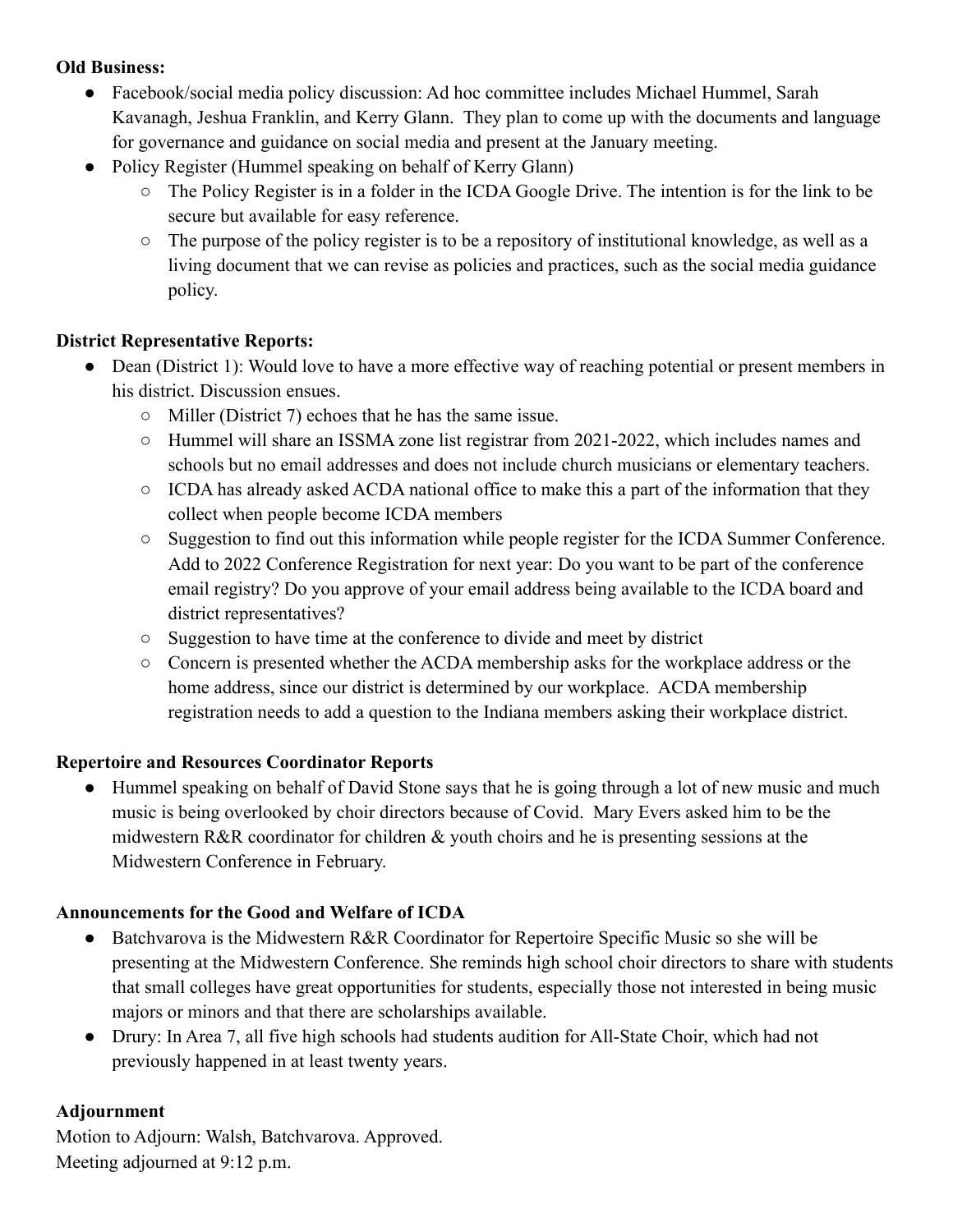**Old Business:**

- Facebook/social media policy discussion: Ad hoc committee includes Michael Hummel, Sarah Kavanagh, Jeshua Franklin, and Kerry Glann. They plan to come up with the documents and language for governance and guidance on social media and present at the January meeting.
- Policy Register (Hummel speaking on behalf of Kerry Glann)
  - The Policy Register is in a folder in the ICDA Google Drive. The intention is for the link to be secure but available for easy reference.
  - The purpose of the policy register is to be a repository of institutional knowledge, as well as a living document that we can revise as policies and practices, such as the social media guidance policy.

**District Representative Reports:**

- Dean (District 1): Would love to have a more effective way of reaching potential or present members in his district. Discussion ensues.
  - Miller (District 7) echoes that he has the same issue.
  - Hummel will share an ISSMA zone list registrar from 2021-2022, which includes names and schools but no email addresses and does not include church musicians or elementary teachers.
  - ICDA has already asked ACDA national office to make this a part of the information that they collect when people become ICDA members
  - Suggestion to find out this information while people register for the ICDA Summer Conference. Add to 2022 Conference Registration for next year: Do you want to be part of the conference email registry? Do you approve of your email address being available to the ICDA board and district representatives?
  - Suggestion to have time at the conference to divide and meet by district
  - Concern is presented whether the ACDA membership asks for the workplace address or the home address, since our district is determined by our workplace. ACDA membership registration needs to add a question to the Indiana members asking their workplace district.

**Repertoire and Resources Coordinator Reports**

- Hummel speaking on behalf of David Stone says that he is going through a lot of new music and much music is being overlooked by choir directors because of Covid. Mary Evers asked him to be the midwestern R&R coordinator for children & youth choirs and he is presenting sessions at the Midwestern Conference in February.

**Announcements for the Good and Welfare of ICDA**

- Batchvarova is the Midwestern R&R Coordinator for Repertoire Specific Music so she will be presenting at the Midwestern Conference. She reminds high school choir directors to share with students that small colleges have great opportunities for students, especially those not interested in being music majors or minors and that there are scholarships available.
- Drury: In Area 7, all five high schools had students audition for All-State Choir, which had not previously happened in at least twenty years.

**Adjournment**

Motion to Adjourn: Walsh, Batchvarova. Approved.
Meeting adjourned at 9:12 p.m.